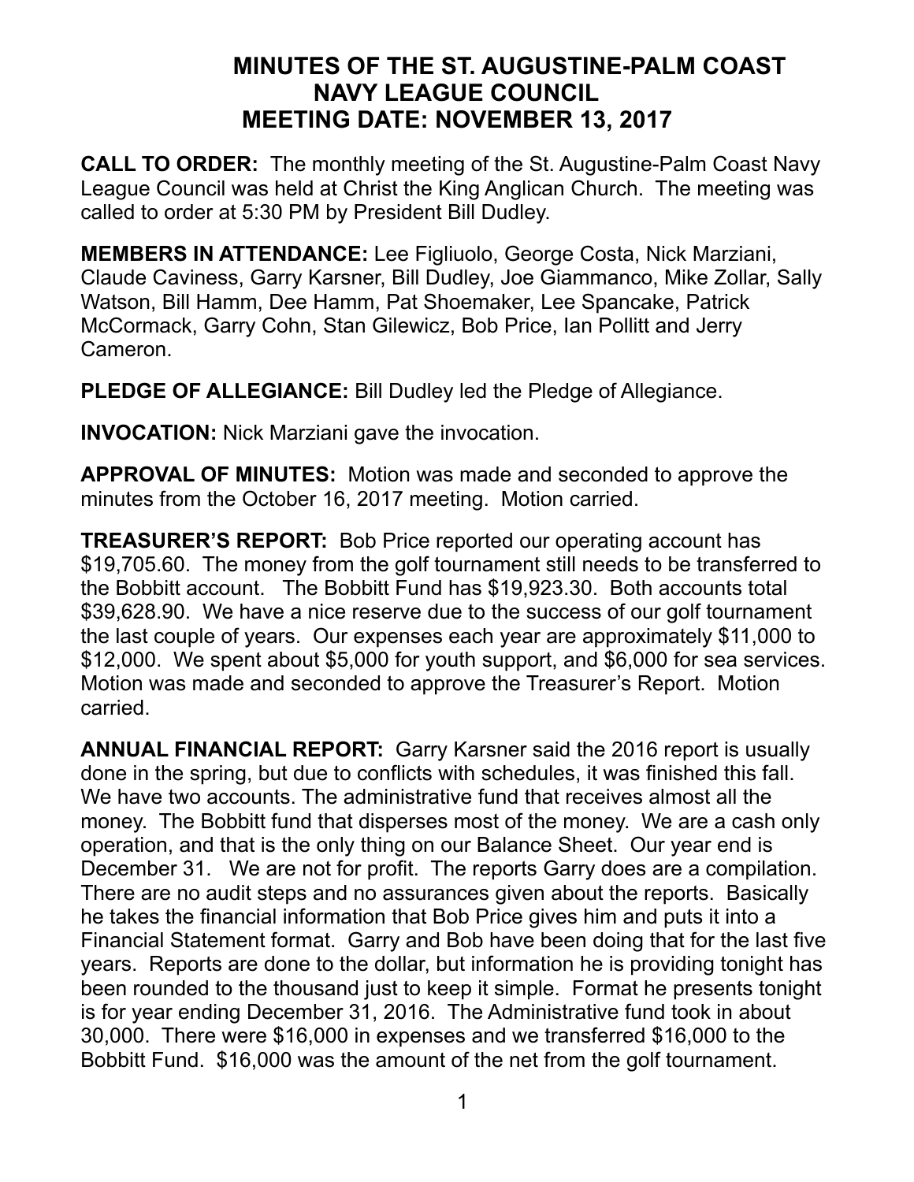# MINUTES OF THE ST. AUGUSTINE-PALM COAST NAVY LEAGUE COUNCIL
## MEETING DATE: NOVEMBER 13, 2017

**CALL TO ORDER:** The monthly meeting of the St. Augustine-Palm Coast Navy League Council was held at Christ the King Anglican Church. The meeting was called to order at 5:30 PM by President Bill Dudley.

**MEMBERS IN ATTENDANCE:** Lee Figliuolo, George Costa, Nick Marziani, Claude Caviness, Garry Karsner, Bill Dudley, Joe Giammanco, Mike Zollar, Sally Watson, Bill Hamm, Dee Hamm, Pat Shoemaker, Lee Spancake, Patrick McCormack, Garry Cohn, Stan Gilewicz, Bob Price, Ian Pollitt and Jerry Cameron.

**PLEDGE OF ALLEGIANCE:** Bill Dudley led the Pledge of Allegiance.

**INVOCATION:** Nick Marziani gave the invocation.

**APPROVAL OF MINUTES:** Motion was made and seconded to approve the minutes from the October 16, 2017 meeting. Motion carried.

**TREASURER'S REPORT:** Bob Price reported our operating account has $19,705.60. The money from the golf tournament still needs to be transferred to the Bobbitt account. The Bobbitt Fund has $19,923.30. Both accounts total $39,628.90. We have a nice reserve due to the success of our golf tournament the last couple of years. Our expenses each year are approximately $11,000 to $12,000. We spent about $5,000 for youth support, and $6,000 for sea services. Motion was made and seconded to approve the Treasurer's Report. Motion carried.

**ANNUAL FINANCIAL REPORT:** Garry Karsner said the 2016 report is usually done in the spring, but due to conflicts with schedules, it was finished this fall. We have two accounts. The administrative fund that receives almost all the money. The Bobbitt fund that disperses most of the money. We are a cash only operation, and that is the only thing on our Balance Sheet. Our year end is December 31. We are not for profit. The reports Garry does are a compilation. There are no audit steps and no assurances given about the reports. Basically he takes the financial information that Bob Price gives him and puts it into a Financial Statement format. Garry and Bob have been doing that for the last five years. Reports are done to the dollar, but information he is providing tonight has been rounded to the thousand just to keep it simple. Format he presents tonight is for year ending December 31, 2016. The Administrative fund took in about 30,000. There were $16,000 in expenses and we transferred $16,000 to the Bobbitt Fund. $16,000 was the amount of the net from the golf tournament.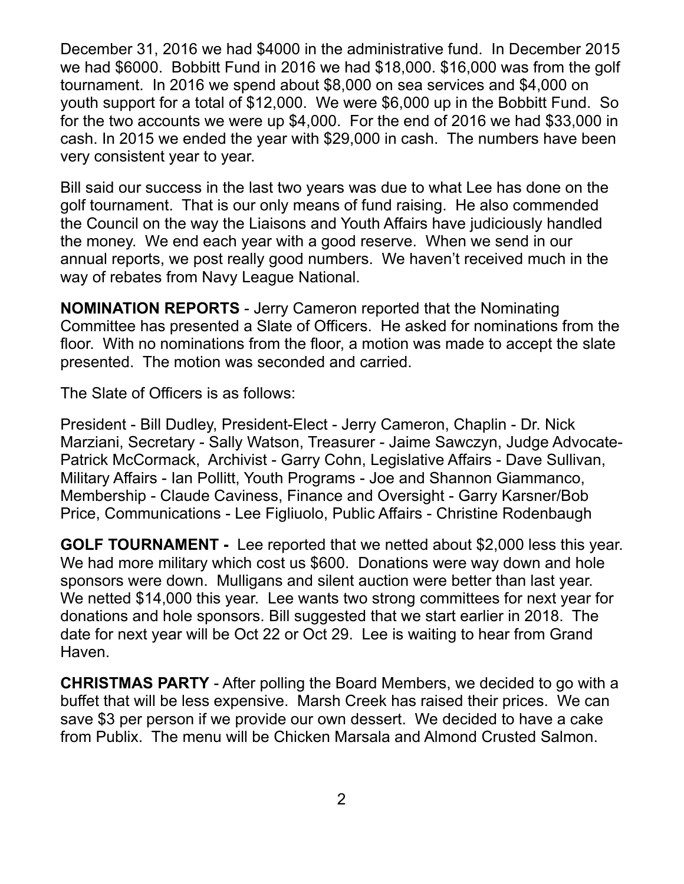December 31, 2016 we had $4000 in the administrative fund. In December 2015 we had $6000. Bobbitt Fund in 2016 we had $18,000. $16,000 was from the golf tournament. In 2016 we spend about $8,000 on sea services and $4,000 on youth support for a total of $12,000. We were $6,000 up in the Bobbitt Fund. So for the two accounts we were up $4,000. For the end of 2016 we had $33,000 in cash. In 2015 we ended the year with $29,000 in cash. The numbers have been very consistent year to year.

Bill said our success in the last two years was due to what Lee has done on the golf tournament. That is our only means of fund raising. He also commended the Council on the way the Liaisons and Youth Affairs have judiciously handled the money. We end each year with a good reserve. When we send in our annual reports, we post really good numbers. We haven't received much in the way of rebates from Navy League National.

**NOMINATION REPORTS** - Jerry Cameron reported that the Nominating Committee has presented a Slate of Officers. He asked for nominations from the floor. With no nominations from the floor, a motion was made to accept the slate presented. The motion was seconded and carried.

The Slate of Officers is as follows:

President - Bill Dudley, President-Elect - Jerry Cameron, Chaplin - Dr. Nick Marziani, Secretary - Sally Watson, Treasurer - Jaime Sawczyn, Judge Advocate- Patrick McCormack, Archivist - Garry Cohn, Legislative Affairs - Dave Sullivan, Military Affairs - Ian Pollitt, Youth Programs - Joe and Shannon Giammanco, Membership - Claude Caviness, Finance and Oversight - Garry Karsner/Bob Price, Communications - Lee Figliuolo, Public Affairs - Christine Rodenbaugh

**GOLF TOURNAMENT -** Lee reported that we netted about $2,000 less this year. We had more military which cost us $600. Donations were way down and hole sponsors were down. Mulligans and silent auction were better than last year. We netted $14,000 this year. Lee wants two strong committees for next year for donations and hole sponsors. Bill suggested that we start earlier in 2018. The date for next year will be Oct 22 or Oct 29. Lee is waiting to hear from Grand Haven.

**CHRISTMAS PARTY** - After polling the Board Members, we decided to go with a buffet that will be less expensive. Marsh Creek has raised their prices. We can save $3 per person if we provide our own dessert. We decided to have a cake from Publix. The menu will be Chicken Marsala and Almond Crusted Salmon.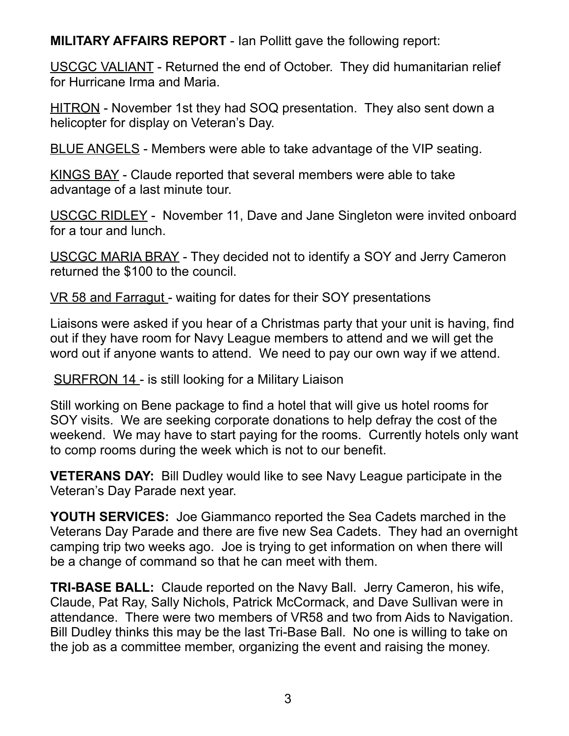**MILITARY AFFAIRS REPORT** - Ian Pollitt gave the following report:

<u>USCGC VALIANT</u> - Returned the end of October. They did humanitarian relief for Hurricane Irma and Maria.

<u>HITRON</u> - November 1st they had SOQ presentation. They also sent down a helicopter for display on Veteran's Day.

<u>BLUE ANGELS</u> - Members were able to take advantage of the VIP seating.

<u>KINGS BAY</u> - Claude reported that several members were able to take advantage of a last minute tour.

<u>USCGC RIDLEY</u> - November 11, Dave and Jane Singleton were invited onboard for a tour and lunch.

<u>USCGC MARIA BRAY</u> - They decided not to identify a SOY and Jerry Cameron returned the $100 to the council.

<u>VR 58 and Farragut</u> - waiting for dates for their SOY presentations

Liaisons were asked if you hear of a Christmas party that your unit is having, find out if they have room for Navy League members to attend and we will get the word out if anyone wants to attend. We need to pay our own way if we attend.

<u>SURFRON 14</u> - is still looking for a Military Liaison

Still working on Bene package to find a hotel that will give us hotel rooms for SOY visits. We are seeking corporate donations to help defray the cost of the weekend. We may have to start paying for the rooms. Currently hotels only want to comp rooms during the week which is not to our benefit.

**VETERANS DAY:** Bill Dudley would like to see Navy League participate in the Veteran's Day Parade next year.

**YOUTH SERVICES:** Joe Giammanco reported the Sea Cadets marched in the Veterans Day Parade and there are five new Sea Cadets. They had an overnight camping trip two weeks ago. Joe is trying to get information on when there will be a change of command so that he can meet with them.

**TRI-BASE BALL:** Claude reported on the Navy Ball. Jerry Cameron, his wife, Claude, Pat Ray, Sally Nichols, Patrick McCormack, and Dave Sullivan were in attendance. There were two members of VR58 and two from Aids to Navigation. Bill Dudley thinks this may be the last Tri-Base Ball. No one is willing to take on the job as a committee member, organizing the event and raising the money.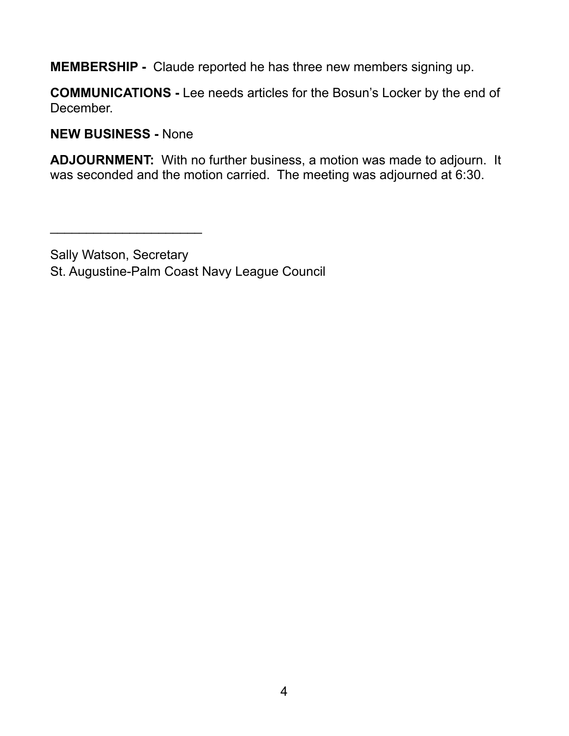**MEMBERSHIP -** Claude reported he has three new members signing up.

**COMMUNICATIONS -** Lee needs articles for the Bosun's Locker by the end of December.

**NEW BUSINESS -** None

**ADJOURNMENT:** With no further business, a motion was made to adjourn. It was seconded and the motion carried. The meeting was adjourned at 6:30.

______________________

Sally Watson, Secretary
St. Augustine-Palm Coast Navy League Council